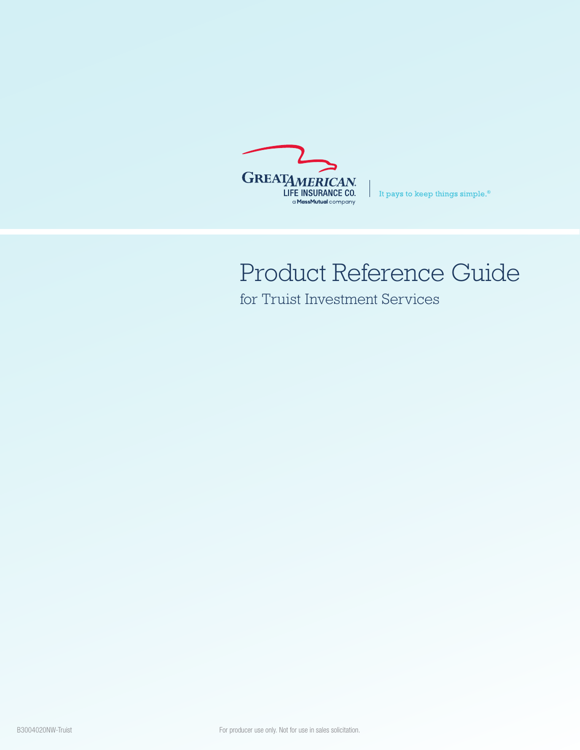GREAT AMERICAN LIFE INSURANCE CO.
a MassMutual company

It pays to keep things simple.®

# Product Reference Guide

## for Truist Investment Services

B3004020NW-Truist

For producer use only. Not for use in sales solicitation.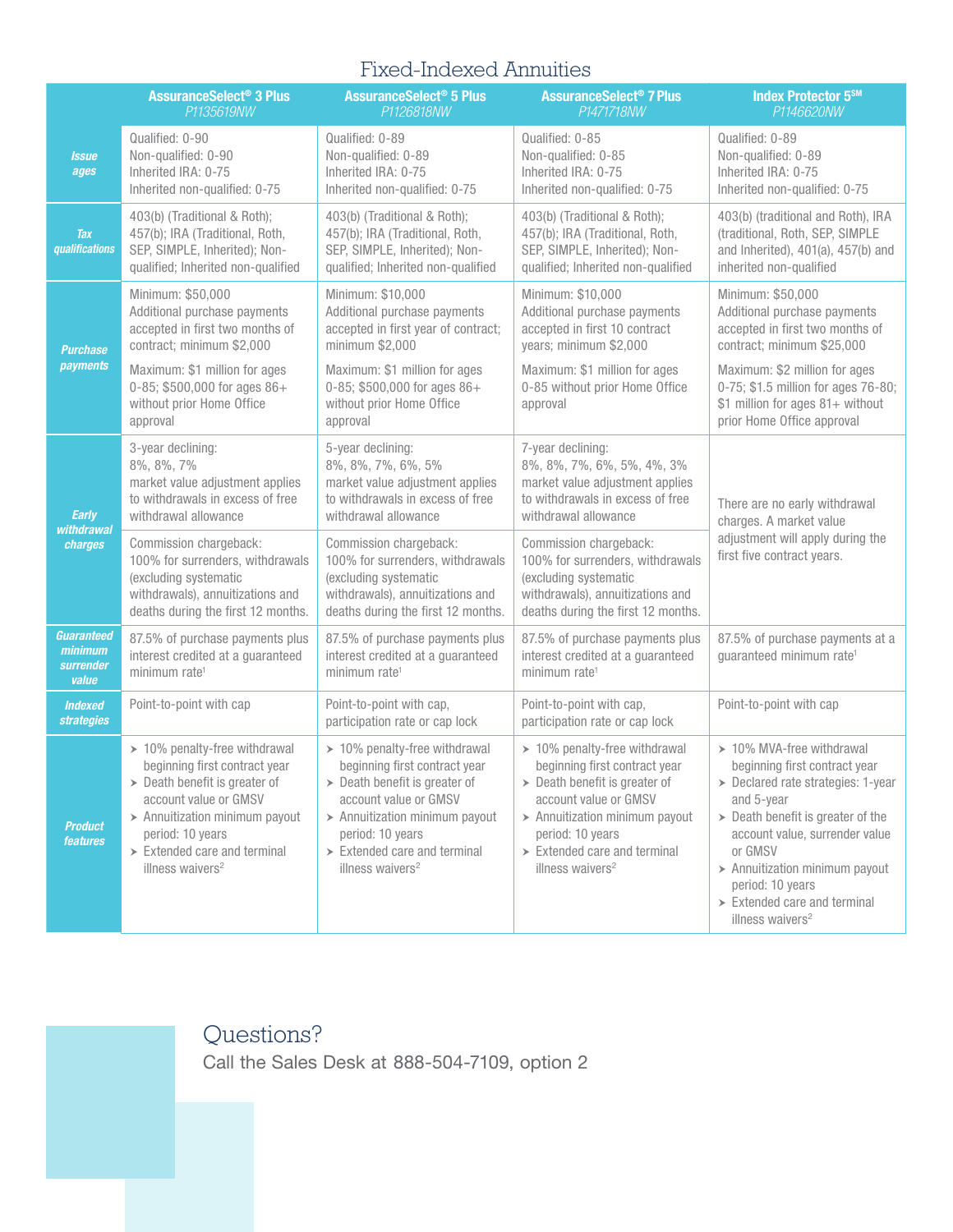# Fixed-Indexed Annuities

| | AssuranceSelect® 3 Plus P1135619NW | AssuranceSelect® 5 Plus P1126818NW | AssuranceSelect® 7 Plus P1471718NW | Index Protector 5SM P1146620NW |
|---|---|---|---|---|
| **Issue ages** | Qualified: 0-90<br>Non-qualified: 0-90<br>Inherited IRA: 0-75<br>Inherited non-qualified: 0-75 | Qualified: 0-89<br>Non-qualified: 0-89<br>Inherited IRA: 0-75<br>Inherited non-qualified: 0-75 | Qualified: 0-85<br>Non-qualified: 0-85<br>Inherited IRA: 0-75<br>Inherited non-qualified: 0-75 | Qualified: 0-89<br>Non-qualified: 0-89<br>Inherited IRA: 0-75<br>Inherited non-qualified: 0-75 |
| **Tax qualifications** | 403(b) (Traditional & Roth); 457(b); IRA (Traditional, Roth, SEP, SIMPLE, Inherited); Non-qualified; Inherited non-qualified | 403(b) (Traditional & Roth); 457(b); IRA (Traditional, Roth, SEP, SIMPLE, Inherited); Non-qualified; Inherited non-qualified | 403(b) (Traditional & Roth); 457(b); IRA (Traditional, Roth, SEP, SIMPLE, Inherited); Non-qualified; Inherited non-qualified | 403(b) (traditional and Roth), IRA (traditional, Roth, SEP, SIMPLE and Inherited), 401(a), 457(b) and inherited non-qualified |
| **Purchase payments** | Minimum: $50,000<br>Additional purchase payments accepted in first two months of contract; minimum $2,000<br>Maximum: $1 million for ages 0-85; $500,000 for ages 86+ without prior Home Office approval | Minimum: $10,000<br>Additional purchase payments accepted in first year of contract; minimum $2,000<br>Maximum: $1 million for ages 0-85; $500,000 for ages 86+ without prior Home Office approval | Minimum: $10,000<br>Additional purchase payments accepted in first 10 contract years; minimum $2,000<br>Maximum: $1 million for ages 0-85 without prior Home Office approval | Minimum: $50,000<br>Additional purchase payments accepted in first two months of contract; minimum $25,000<br>Maximum: $2 million for ages 0-75; $1.5 million for ages 76-80; $1 million for ages 81+ without prior Home Office approval |
| **Early withdrawal charges** | 3-year declining:<br>8%, 8%, 7%<br>market value adjustment applies to withdrawals in excess of free withdrawal allowance<br>Commission chargeback: 100% for surrenders, withdrawals (excluding systematic withdrawals), annuitizations and deaths during the first 12 months. | 5-year declining:<br>8%, 8%, 7%, 6%, 5%<br>market value adjustment applies to withdrawals in excess of free withdrawal allowance<br>Commission chargeback: 100% for surrenders, withdrawals (excluding systematic withdrawals), annuitizations and deaths during the first 12 months. | 7-year declining:<br>8%, 8%, 7%, 6%, 5%, 4%, 3%<br>market value adjustment applies to withdrawals in excess of free withdrawal allowance<br>Commission chargeback: 100% for surrenders, withdrawals (excluding systematic withdrawals), annuitizations and deaths during the first 12 months. | There are no early withdrawal charges. A market value adjustment will apply during the first five contract years. |
| **Guaranteed minimum surrender value** | 87.5% of purchase payments plus interest credited at a guaranteed minimum rate[1] | 87.5% of purchase payments plus interest credited at a guaranteed minimum rate[1] | 87.5% of purchase payments plus interest credited at a guaranteed minimum rate[1] | 87.5% of purchase payments at a guaranteed minimum rate[1] |
| **Indexed strategies** | Point-to-point with cap | Point-to-point with cap, participation rate or cap lock | Point-to-point with cap, participation rate or cap lock | Point-to-point with cap |
| **Product features** | ➤ 10% penalty-free withdrawal beginning first contract year<br>➤ Death benefit is greater of account value or GMSV<br>➤ Annuitization minimum payout period: 10 years<br>➤ Extended care and terminal illness waivers[2] | ➤ 10% penalty-free withdrawal beginning first contract year<br>➤ Death benefit is greater of account value or GMSV<br>➤ Annuitization minimum payout period: 10 years<br>➤ Extended care and terminal illness waivers[2] | ➤ 10% penalty-free withdrawal beginning first contract year<br>➤ Death benefit is greater of account value or GMSV<br>➤ Annuitization minimum payout period: 10 years<br>➤ Extended care and terminal illness waivers[2] | ➤ 10% MVA-free withdrawal beginning first contract year<br>➤ Declared rate strategies: 1-year and 5-year<br>➤ Death benefit is greater of the account value, surrender value or GMSV<br>➤ Annuitization minimum payout period: 10 years<br>➤ Extended care and terminal illness waivers[2] |

## Questions?

Call the Sales Desk at 888-504-7109, option 2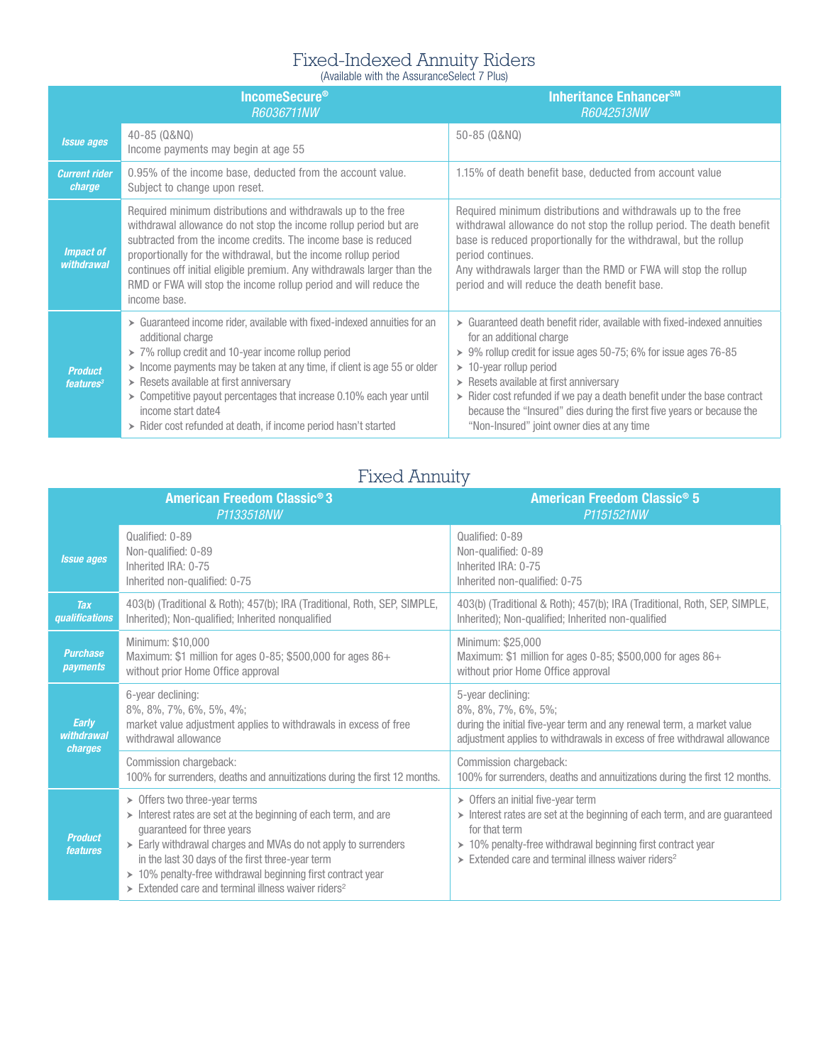# Fixed-Indexed Annuity Riders

(Available with the AssuranceSelect 7 Plus)

| | IncomeSecure® *R6036711NW* | Inheritance Enhancer℠ *R6042513NW* |
|---|---|---|
| **Issue ages** | 40-85 (Q&NQ)<br>Income payments may begin at age 55 | 50-85 (Q&NQ) |
| **Current rider charge** | 0.95% of the income base, deducted from the account value. Subject to change upon reset. | 1.15% of death benefit base, deducted from account value |
| **Impact of withdrawal** | Required minimum distributions and withdrawals up to the free withdrawal allowance do not stop the income rollup period but are subtracted from the income credits. The income base is reduced proportionally for the withdrawal, but the income rollup period continues off initial eligible premium. Any withdrawals larger than the RMD or FWA will stop the income rollup period and will reduce the income base. | Required minimum distributions and withdrawals up to the free withdrawal allowance do not stop the rollup period. The death benefit base is reduced proportionally for the withdrawal, but the rollup period continues.<br>Any withdrawals larger than the RMD or FWA will stop the rollup period and will reduce the death benefit base. |
| **Product features[3]** | ➤ Guaranteed income rider, available with fixed-indexed annuities for an additional charge<br>➤ 7% rollup credit and 10-year income rollup period<br>➤ Income payments may be taken at any time, if client is age 55 or older<br>➤ Resets available at first anniversary<br>➤ Competitive payout percentages that increase 0.10% each year until income start date4<br>➤ Rider cost refunded at death, if income period hasn't started | ➤ Guaranteed death benefit rider, available with fixed-indexed annuities for an additional charge<br>➤ 9% rollup credit for issue ages 50-75; 6% for issue ages 76-85<br>➤ 10-year rollup period<br>➤ Resets available at first anniversary<br>➤ Rider cost refunded if we pay a death benefit under the base contract because the "Insured" dies during the first five years or because the "Non-Insured" joint owner dies at any time |

# Fixed Annuity

| | American Freedom Classic® 3 *P1133518NW* | American Freedom Classic® 5 *P1151521NW* |
|---|---|---|
| **Issue ages** | Qualified: 0-89<br>Non-qualified: 0-89<br>Inherited IRA: 0-75<br>Inherited non-qualified: 0-75 | Qualified: 0-89<br>Non-qualified: 0-89<br>Inherited IRA: 0-75<br>Inherited non-qualified: 0-75 |
| **Tax qualifications** | 403(b) (Traditional & Roth); 457(b); IRA (Traditional, Roth, SEP, SIMPLE, Inherited); Non-qualified; Inherited nonqualified | 403(b) (Traditional & Roth); 457(b); IRA (Traditional, Roth, SEP, SIMPLE, Inherited); Non-qualified; Inherited non-qualified |
| **Purchase payments** | Minimum: $10,000<br>Maximum: $1 million for ages 0-85; $500,000 for ages 86+ without prior Home Office approval | Minimum: $25,000<br>Maximum: $1 million for ages 0-85; $500,000 for ages 86+ without prior Home Office approval |
| **Early withdrawal charges** | 6-year declining:<br>8%, 8%, 7%, 6%, 5%, 4%;<br>market value adjustment applies to withdrawals in excess of free withdrawal allowance | 5-year declining:<br>8%, 8%, 7%, 6%, 5%;<br>during the initial five-year term and any renewal term, a market value adjustment applies to withdrawals in excess of free withdrawal allowance |
| | Commission chargeback:<br>100% for surrenders, deaths and annuitizations during the first 12 months. | Commission chargeback:<br>100% for surrenders, deaths and annuitizations during the first 12 months. |
| **Product features** | ➤ Offers two three-year terms<br>➤ Interest rates are set at the beginning of each term, and are guaranteed for three years<br>➤ Early withdrawal charges and MVAs do not apply to surrenders in the last 30 days of the first three-year term<br>➤ 10% penalty-free withdrawal beginning first contract year<br>➤ Extended care and terminal illness waiver riders[2] | ➤ Offers an initial five-year term<br>➤ Interest rates are set at the beginning of each term, and are guaranteed for that term<br>➤ 10% penalty-free withdrawal beginning first contract year<br>➤ Extended care and terminal illness waiver riders[2] |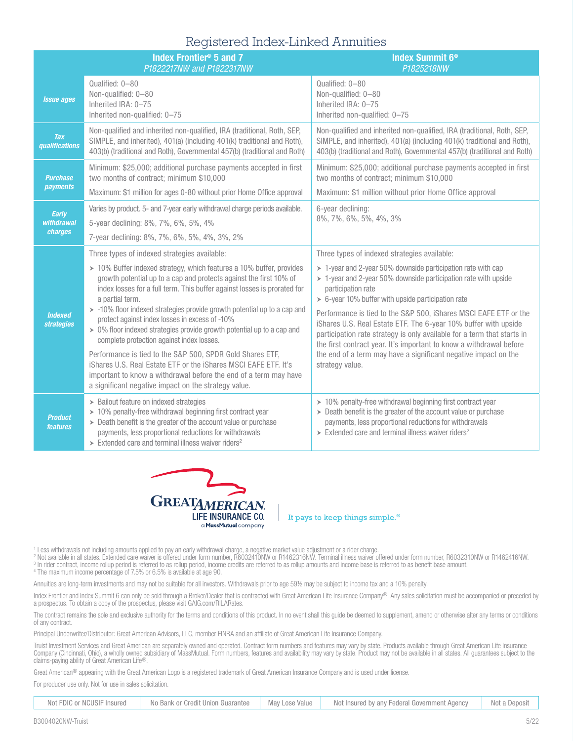# Registered Index-Linked Annuities

| | Index Frontier® 5 and 7 *P1822217NW and P1822317NW* | Index Summit 6® *P1825218NW* |
|---|---|---|
| ***Issue ages*** | Qualified: 0–80<br>Non-qualified: 0–80<br>Inherited IRA: 0–75<br>Inherited non-qualified: 0–75 | Qualified: 0–80<br>Non-qualified: 0–80<br>Inherited IRA: 0–75<br>Inherited non-qualified: 0–75 |
| ***Tax qualifications*** | Non-qualified and inherited non-qualified, IRA (traditional, Roth, SEP, SIMPLE, and inherited), 401(a) (including 401(k) traditional and Roth), 403(b) (traditional and Roth), Governmental 457(b) (traditional and Roth) | Non-qualified and inherited non-qualified, IRA (traditional, Roth, SEP, SIMPLE, and inherited), 401(a) (including 401(k) traditional and Roth), 403(b) (traditional and Roth), Governmental 457(b) (traditional and Roth) |
| ***Purchase payments*** | Minimum: $25,000; additional purchase payments accepted in first two months of contract; minimum $10,000<br>Maximum: $1 million for ages 0-80 without prior Home Office approval | Minimum: $25,000; additional purchase payments accepted in first two months of contract; minimum $10,000<br>Maximum: $1 million without prior Home Office approval |
| ***Early withdrawal charges*** | Varies by product. 5- and 7-year early withdrawal charge periods available.<br>5-year declining: 8%, 7%, 6%, 5%, 4%<br>7-year declining: 8%, 7%, 6%, 5%, 4%, 3%, 2% | 6-year declining:<br>8%, 7%, 6%, 5%, 4%, 3% |
| ***Indexed strategies*** | Three types of indexed strategies available:<br>➤ 10% Buffer indexed strategy, which features a 10% buffer, provides growth potential up to a cap and protects against the first 10% of index losses for a full term. This buffer against losses is prorated for a partial term.<br>➤ -10% floor indexed strategies provide growth potential up to a cap and protect against index losses in excess of -10%<br>➤ 0% floor indexed strategies provide growth potential up to a cap and complete protection against index losses.<br>Performance is tied to the S&P 500, SPDR Gold Shares ETF, iShares U.S. Real Estate ETF or the iShares MSCI EAFE ETF. It's important to know a withdrawal before the end of a term may have a significant negative impact on the strategy value. | Three types of indexed strategies available:<br>➤ 1-year and 2-year 50% downside participation rate with cap<br>➤ 1-year and 2-year 50% downside participation rate with upside participation rate<br>➤ 6-year 10% buffer with upside participation rate<br>Performance is tied to the S&P 500, iShares MSCI EAFE ETF or the iShares U.S. Real Estate ETF. The 6-year 10% buffer with upside participation rate strategy is only available for a term that starts in the first contract year. It's important to know a withdrawal before the end of a term may have a significant negative impact on the strategy value. |
| ***Product features*** | ➤ Bailout feature on indexed strategies<br>➤ 10% penalty-free withdrawal beginning first contract year<br>➤ Death benefit is the greater of the account value or purchase payments, less proportional reductions for withdrawals<br>➤ Extended care and terminal illness waiver riders[2] | ➤ 10% penalty-free withdrawal beginning first contract year<br>➤ Death benefit is the greater of the account value or purchase payments, less proportional reductions for withdrawals<br>➤ Extended care and terminal illness waiver riders[2] |

GREAT AMERICAN LIFE INSURANCE CO.
a MassMutual company

It pays to keep things simple.®

[1] Less withdrawals not including amounts applied to pay an early withdrawal charge, a negative market value adjustment or a rider charge.
[2] Not available in all states. Extended care waiver is offered under form number, R6032410NW or R1462316NW. Terminal illness waiver offered under form number, R6032310NW or R1462416NW.
[3] In rider contract, income rollup period is referred to as rollup period, income credits are referred to as rollup amounts and income base is referred to as benefit base amount.
[4] The maximum income percentage of 7.5% or 6.5% is available at age 90.

Annuities are long-term investments and may not be suitable for all investors. Withdrawals prior to age 59½ may be subject to income tax and a 10% penalty.

Index Frontier and Index Summit 6 can only be sold through a Broker/Dealer that is contracted with Great American Life Insurance Company®. Any sales solicitation must be accompanied or preceded by a prospectus. To obtain a copy of the prospectus, please visit GAIG.com/RILARates.

The contract remains the sole and exclusive authority for the terms and conditions of this product. In no event shall this guide be deemed to supplement, amend or otherwise alter any terms or conditions of any contract.

Principal Underwriter/Distributor: Great American Advisors, LLC, member FINRA and an affiliate of Great American Life Insurance Company.

Truist Investment Services and Great American are separately owned and operated. Contract form numbers and features may vary by state. Products available through Great American Life Insurance Company (Cincinnati, Ohio), a wholly owned subsidiary of MassMutual. Form numbers, features and availability may vary by state. Product may not be available in all states. All guarantees subject to the claims-paying ability of Great American Life®.

Great American® appearing with the Great American Logo is a registered trademark of Great American Insurance Company and is used under license.

For producer use only. Not for use in sales solicitation.

| Not FDIC or NCUSIF Insured | No Bank or Credit Union Guarantee | May Lose Value | Not Insured by any Federal Government Agency | Not a Deposit |
|---|---|---|---|---|

B3004020NW-Truist 5/22